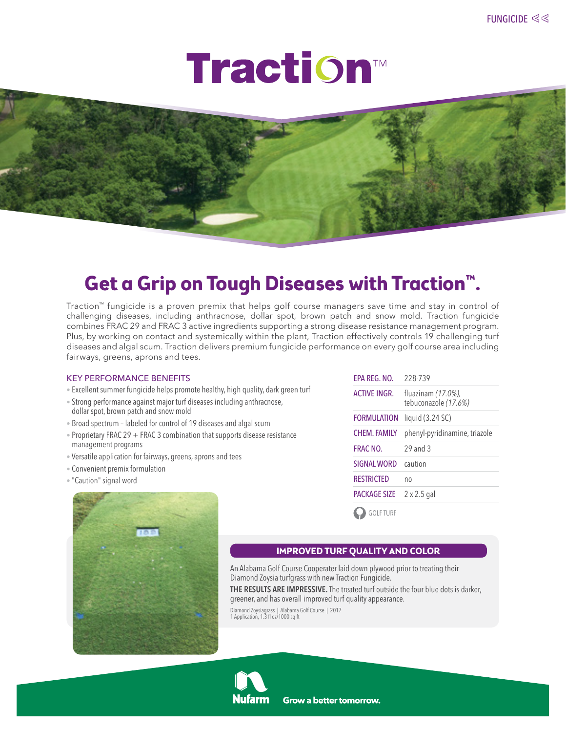FUNGICIDE

# Traction™

## Get a Grip on Tough Diseases with Traction™.

Traction™ fungicide is a proven premix that helps golf course managers save time and stay in control of challenging diseases, including anthracnose, dollar spot, brown patch and snow mold. Traction fungicide combines FRAC 29 and FRAC 3 active ingredients supporting a strong disease resistance management program. Plus, by working on contact and systemically within the plant, Traction effectively controls 19 challenging turf diseases and algal scum. Traction delivers premium fungicide performance on every golf course area including fairways, greens, aprons and tees.

### KEY PERFORMANCE BENEFITS

- Excellent summer fungicide helps promote healthy, high quality, dark green turf
- Strong performance against major turf diseases including anthracnose, dollar spot, brown patch and snow mold
- Broad spectrum – labeled for control of 19 diseases and algal scum
- Proprietary FRAC 29 + FRAC 3 combination that supports disease resistance management programs
- Versatile application for fairways, greens, aprons and tees
- Convenient premix formulation
- "Caution" signal word

| | |
|---|---|
| EPA REG. NO. | 228-739 |
| ACTIVE INGR. | fluazinam *(17.0%)*, tebuconazole *(17.6%)* |
| FORMULATION | liquid (3.24 SC) |
| CHEM. FAMILY | phenyl-pyridinamine, triazole |
| FRAC NO. | 29 and 3 |
| SIGNAL WORD | caution |
| RESTRICTED | no |
| PACKAGE SIZE | 2 x 2.5 gal |

GOLF TURF

### IMPROVED TURF QUALITY AND COLOR

An Alabama Golf Course Cooperater laid down plywood prior to treating their Diamond Zoysia turfgrass with new Traction Fungicide.

**THE RESULTS ARE IMPRESSIVE.** The treated turf outside the four blue dots is darker, greener, and has overall improved turf quality appearance.

Diamond Zoysiagrass | Alabama Golf Course | 2017
1 Application, 1.3 fl oz/1000 sq ft

Nufarm Grow a better tomorrow.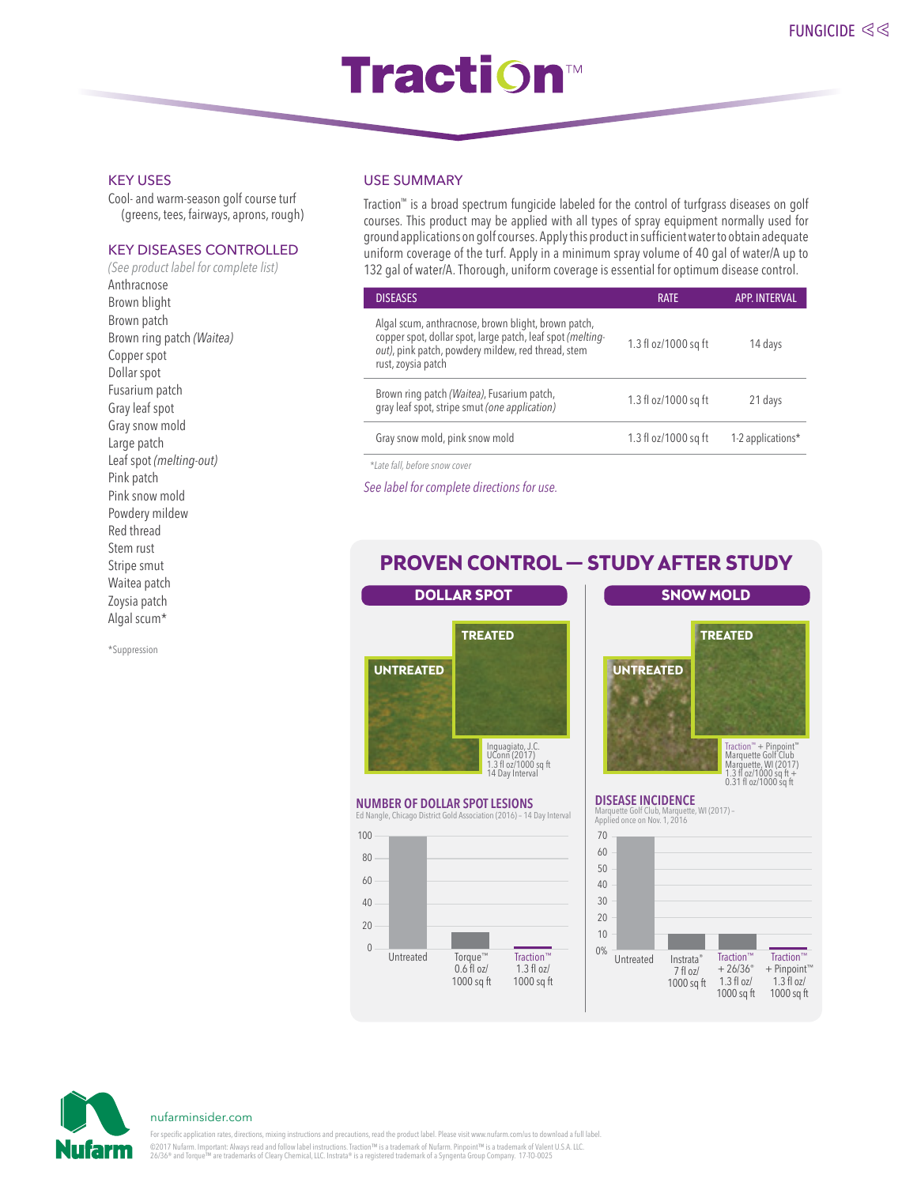FUNGICIDE

# Traction™

## KEY USES

Cool- and warm-season golf course turf (greens, tees, fairways, aprons, rough)

## KEY DISEASES CONTROLLED

*(See product label for complete list)*

- Anthracnose
- Brown blight
- Brown patch
- Brown ring patch *(Waitea)*
- Copper spot
- Dollar spot
- Fusarium patch
- Gray leaf spot
- Gray snow mold
- Large patch
- Leaf spot *(melting-out)*
- Pink patch
- Pink snow mold
- Powdery mildew
- Red thread
- Stem rust
- Stripe smut
- Waitea patch
- Zoysia patch
- Algal scum*

*Suppression

## USE SUMMARY

Traction™ is a broad spectrum fungicide labeled for the control of turfgrass diseases on golf courses. This product may be applied with all types of spray equipment normally used for ground applications on golf courses. Apply this product in sufficient water to obtain adequate uniform coverage of the turf. Apply in a minimum spray volume of 40 gal of water/A up to 132 gal of water/A. Thorough, uniform coverage is essential for optimum disease control.

| DISEASES | RATE | APP. INTERVAL |
|---|---|---|
| Algal scum, anthracnose, brown blight, brown patch, copper spot, dollar spot, large patch, leaf spot *(melting-out)*, pink patch, powdery mildew, red thread, stem rust, zoysia patch | 1.3 fl oz/1000 sq ft | 14 days |
| Brown ring patch *(Waitea)*, Fusarium patch, gray leaf spot, stripe smut *(one application)* | 1.3 fl oz/1000 sq ft | 21 days |
| Gray snow mold, pink snow mold | 1.3 fl oz/1000 sq ft | 1-2 applications* |

*Late fall, before snow cover

*See label for complete directions for use.*

## PROVEN CONTROL — STUDY AFTER STUDY

### DOLLAR SPOT

UNTREATED

TREATED

Inguagiato, J.C.
UConn (2017)
1.3 fl oz/1000 sq ft
14 Day Interval

**NUMBER OF DOLLAR SPOT LESIONS**

Ed Nangle, Chicago District Gold Association (2016) – 14 Day Interval

0, 20, 40, 60, 80, 100

Untreated

Torque™ 0.6 fl oz/ 1000 sq ft

Traction™ 1.3 fl oz/ 1000 sq ft

### SNOW MOLD

UNTREATED

TREATED

Traction™ + Pinpoint™
Marquette Golf Club
Marquette, WI (2017)
1.3 fl oz/1000 sq ft +
0.31 fl oz/1000 sq ft

**DISEASE INCIDENCE**

Marquette Golf Club, Marquette, WI (2017) – Applied once on Nov. 1, 2016

0%, 10, 20, 30, 40, 50, 60, 70

Untreated

Instrata® 7 fl oz/ 1000 sq ft

Traction™ + 26/36® 1.3 fl oz/ 1000 sq ft

Traction™ + Pinpoint™ 1.3 fl oz/ 1000 sq ft

Nufarm

nufarminsider.com

For specific application rates, directions, mixing instructions and precautions, read the product label. Please visit www.nufarm.com/us to download a full label.
©2017 Nufarm. Important: Always read and follow label instructions. Traction™ is a trademark of Nufarm. Pinpoint™ is a trademark of Valent U.S.A. LLC.
26/36® and Torque™ are trademarks of Cleary Chemical, LLC. Instrata® is a registered trademark of a Syngenta Group Company. 17-TO-0025